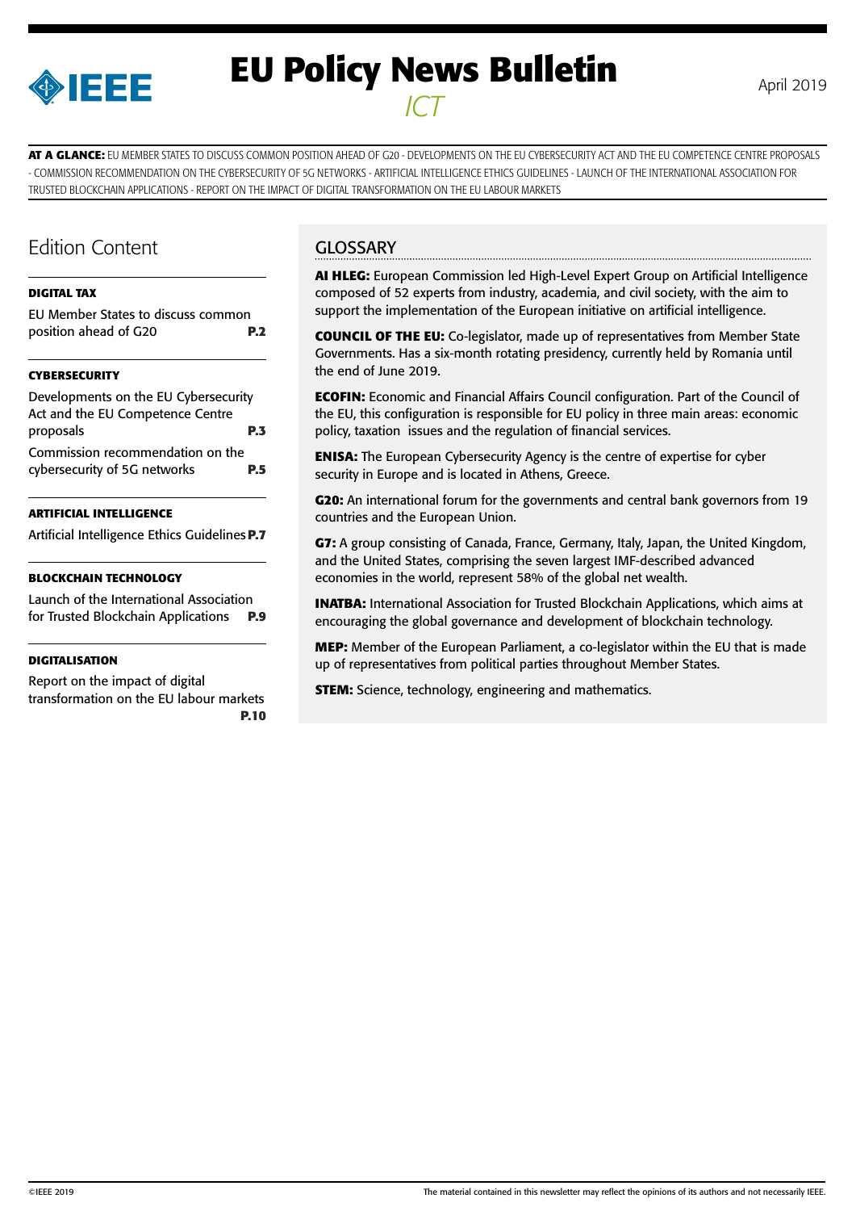# EU Policy News Bulletin

*ICT*

April 2019

**AT A GLANCE:** EU MEMBER STATES TO DISCUSS COMMON POSITION AHEAD OF G20 - DEVELOPMENTS ON THE EU CYBERSECURITY ACT AND THE EU COMPETENCE CENTRE PROPOSALS - COMMISSION RECOMMENDATION ON THE CYBERSECURITY OF 5G NETWORKS - ARTIFICIAL INTELLIGENCE ETHICS GUIDELINES - LAUNCH OF THE INTERNATIONAL ASSOCIATION FOR TRUSTED BLOCKCHAIN APPLICATIONS - REPORT ON THE IMPACT OF DIGITAL TRANSFORMATION ON THE EU LABOUR MARKETS

## Edition Content

**DIGITAL TAX**

EU Member States to discuss common position ahead of G20 **P.2**

**CYBERSECURITY**

Developments on the EU Cybersecurity Act and the EU Competence Centre proposals **P.3**

Commission recommendation on the cybersecurity of 5G networks **P.5**

**ARTIFICIAL INTELLIGENCE**

Artificial Intelligence Ethics Guidelines **P.7**

**BLOCKCHAIN TECHNOLOGY**

Launch of the International Association for Trusted Blockchain Applications **P.9**

**DIGITALISATION**

Report on the impact of digital transformation on the EU labour markets **P.10**

## GLOSSARY

**AI HLEG:** European Commission led High-Level Expert Group on Artificial Intelligence composed of 52 experts from industry, academia, and civil society, with the aim to support the implementation of the European initiative on artificial intelligence.

**COUNCIL OF THE EU:** Co-legislator, made up of representatives from Member State Governments. Has a six-month rotating presidency, currently held by Romania until the end of June 2019.

**ECOFIN:** Economic and Financial Affairs Council configuration. Part of the Council of the EU, this configuration is responsible for EU policy in three main areas: economic policy, taxation issues and the regulation of financial services.

**ENISA:** The European Cybersecurity Agency is the centre of expertise for cyber security in Europe and is located in Athens, Greece.

**G20:** An international forum for the governments and central bank governors from 19 countries and the European Union.

**G7:** A group consisting of Canada, France, Germany, Italy, Japan, the United Kingdom, and the United States, comprising the seven largest IMF-described advanced economies in the world, represent 58% of the global net wealth.

**INATBA:** International Association for Trusted Blockchain Applications, which aims at encouraging the global governance and development of blockchain technology.

**MEP:** Member of the European Parliament, a co-legislator within the EU that is made up of representatives from political parties throughout Member States.

**STEM:** Science, technology, engineering and mathematics.

©IEEE 2019

The material contained in this newsletter may reflect the opinions of its authors and not necessarily IEEE.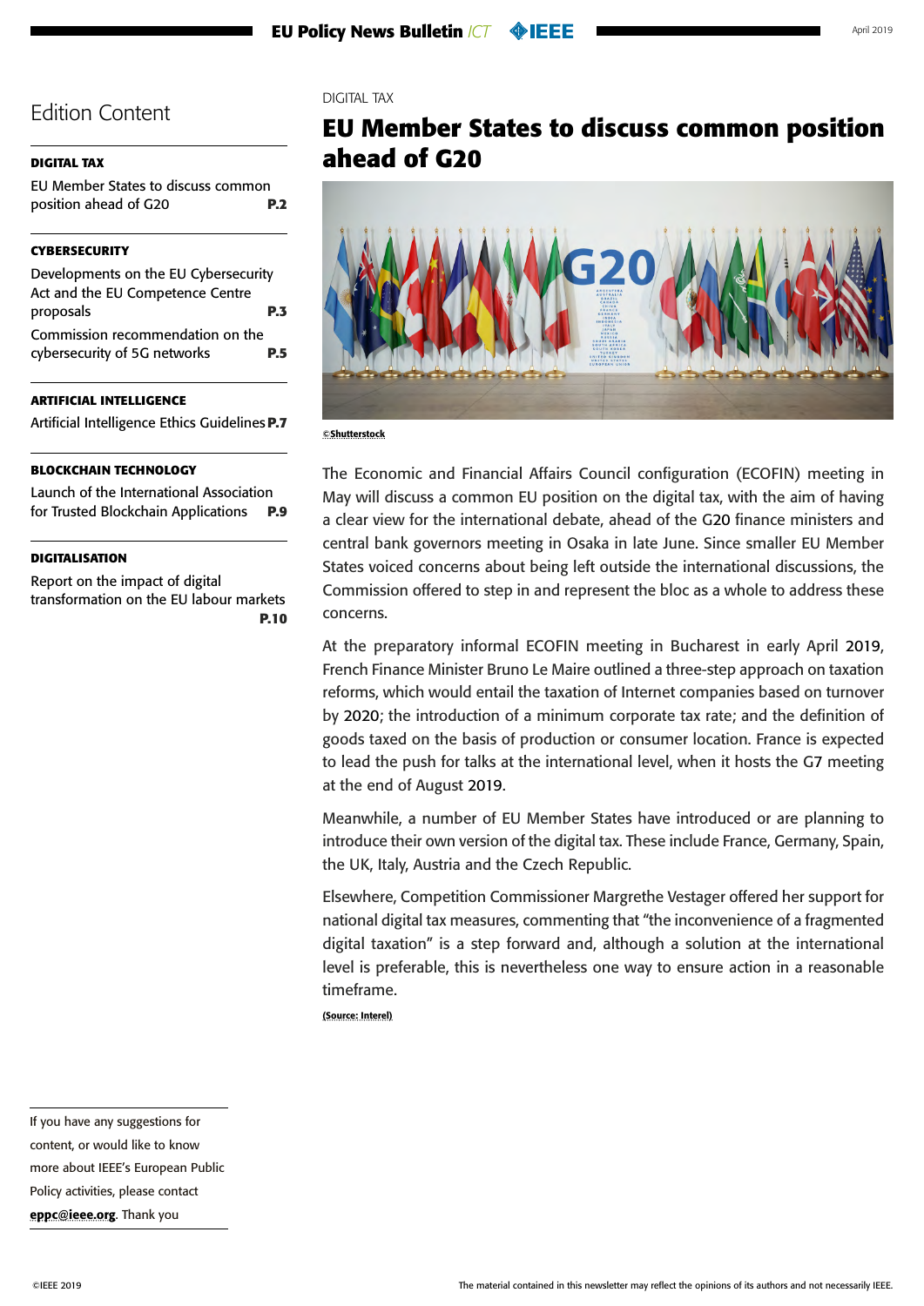# Edition Content

**DIGITAL TAX**

EU Member States to discuss common position ahead of G20 **P.2**

**CYBERSECURITY**

Developments on the EU Cybersecurity Act and the EU Competence Centre proposals **P.3**

Commission recommendation on the cybersecurity of 5G networks **P.5**

**ARTIFICIAL INTELLIGENCE**

Artificial Intelligence Ethics Guidelines **P.7**

**BLOCKCHAIN TECHNOLOGY**

Launch of the International Association for Trusted Blockchain Applications **P.9**

**DIGITALISATION**

Report on the impact of digital transformation on the EU labour markets **P.10**

If you have any suggestions for content, or would like to know more about IEEE's European Public Policy activities, please contact **eppc@ieee.org**. Thank you

DIGITAL TAX

## EU Member States to discuss common position ahead of G20

©Shutterstock

The Economic and Financial Affairs Council configuration (ECOFIN) meeting in May will discuss a common EU position on the digital tax, with the aim of having a clear view for the international debate, ahead of the G20 finance ministers and central bank governors meeting in Osaka in late June. Since smaller EU Member States voiced concerns about being left outside the international discussions, the Commission offered to step in and represent the bloc as a whole to address these concerns.

At the preparatory informal ECOFIN meeting in Bucharest in early April 2019, French Finance Minister Bruno Le Maire outlined a three-step approach on taxation reforms, which would entail the taxation of Internet companies based on turnover by 2020; the introduction of a minimum corporate tax rate; and the definition of goods taxed on the basis of production or consumer location. France is expected to lead the push for talks at the international level, when it hosts the G7 meeting at the end of August 2019.

Meanwhile, a number of EU Member States have introduced or are planning to introduce their own version of the digital tax. These include France, Germany, Spain, the UK, Italy, Austria and the Czech Republic.

Elsewhere, Competition Commissioner Margrethe Vestager offered her support for national digital tax measures, commenting that "the inconvenience of a fragmented digital taxation" is a step forward and, although a solution at the international level is preferable, this is nevertheless one way to ensure action in a reasonable timeframe.

(Source: Interel)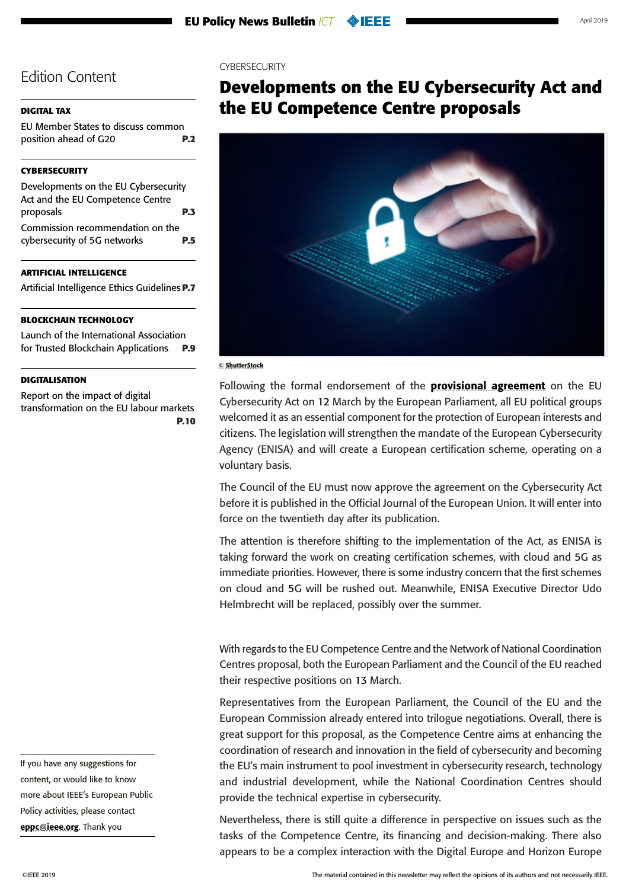# Edition Content

**DIGITAL TAX**

EU Member States to discuss common position ahead of G20 **P.2**

**CYBERSECURITY**

Developments on the EU Cybersecurity Act and the EU Competence Centre proposals **P.3**

Commission recommendation on the cybersecurity of 5G networks **P.5**

**ARTIFICIAL INTELLIGENCE**

Artificial Intelligence Ethics Guidelines **P.7**

**BLOCKCHAIN TECHNOLOGY**

Launch of the International Association for Trusted Blockchain Applications **P.9**

**DIGITALISATION**

Report on the impact of digital transformation on the EU labour markets **P.10**

If you have any suggestions for content, or would like to know more about IEEE's European Public Policy activities, please contact **eppc@ieee.org**. Thank you

CYBERSECURITY

## Developments on the EU Cybersecurity Act and the EU Competence Centre proposals

© ShutterStock

Following the formal endorsement of the **provisional agreement** on the EU Cybersecurity Act on 12 March by the European Parliament, all EU political groups welcomed it as an essential component for the protection of European interests and citizens. The legislation will strengthen the mandate of the European Cybersecurity Agency (ENISA) and will create a European certification scheme, operating on a voluntary basis.

The Council of the EU must now approve the agreement on the Cybersecurity Act before it is published in the Official Journal of the European Union. It will enter into force on the twentieth day after its publication.

The attention is therefore shifting to the implementation of the Act, as ENISA is taking forward the work on creating certification schemes, with cloud and 5G as immediate priorities. However, there is some industry concern that the first schemes on cloud and 5G will be rushed out. Meanwhile, ENISA Executive Director Udo Helmbrecht will be replaced, possibly over the summer.

With regards to the EU Competence Centre and the Network of National Coordination Centres proposal, both the European Parliament and the Council of the EU reached their respective positions on 13 March.

Representatives from the European Parliament, the Council of the EU and the European Commission already entered into trilogue negotiations. Overall, there is great support for this proposal, as the Competence Centre aims at enhancing the coordination of research and innovation in the field of cybersecurity and becoming the EU's main instrument to pool investment in cybersecurity research, technology and industrial development, while the National Coordination Centres should provide the technical expertise in cybersecurity.

Nevertheless, there is still quite a difference in perspective on issues such as the tasks of the Competence Centre, its financing and decision-making. There also appears to be a complex interaction with the Digital Europe and Horizon Europe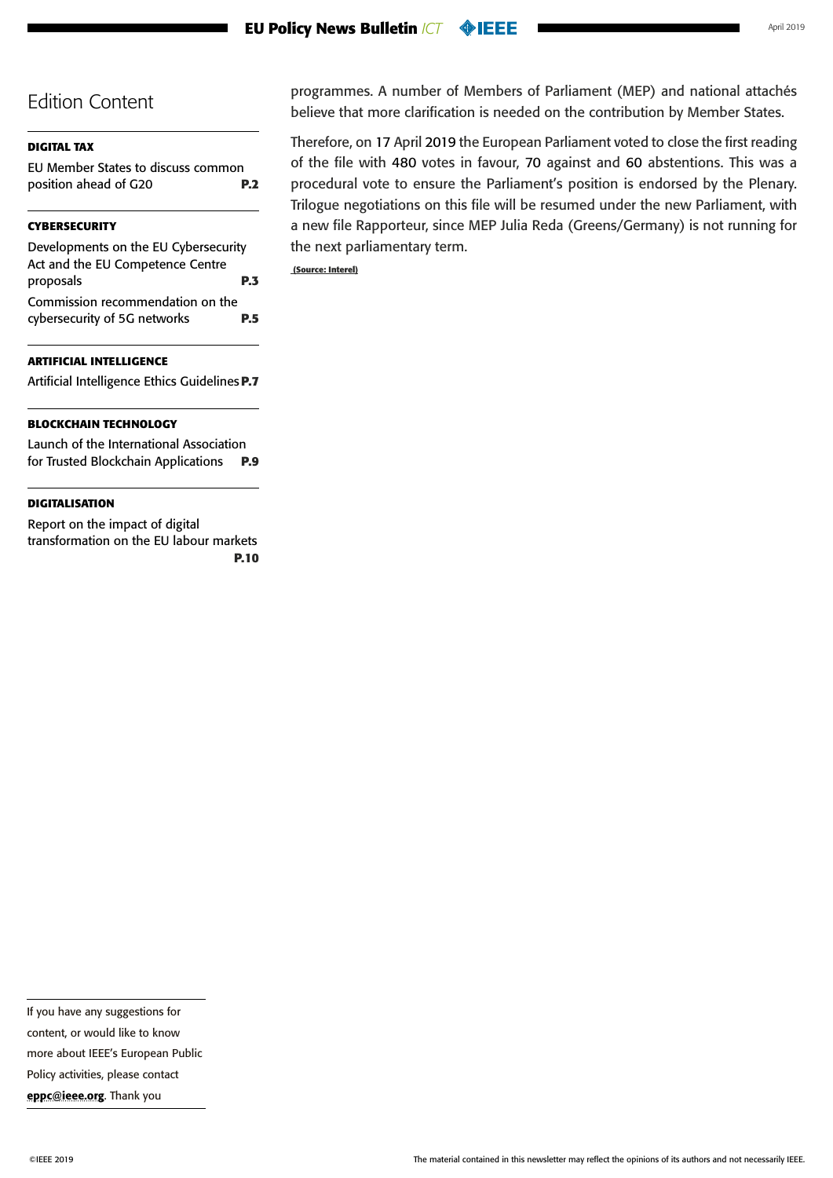# Edition Content

**DIGITAL TAX**

EU Member States to discuss common position ahead of G20 **P.2**

**CYBERSECURITY**

Developments on the EU Cybersecurity Act and the EU Competence Centre proposals **P.3**

Commission recommendation on the cybersecurity of 5G networks **P.5**

**ARTIFICIAL INTELLIGENCE**

Artificial Intelligence Ethics Guidelines **P.7**

**BLOCKCHAIN TECHNOLOGY**

Launch of the International Association for Trusted Blockchain Applications **P.9**

**DIGITALISATION**

Report on the impact of digital transformation on the EU labour markets **P.10**

If you have any suggestions for content, or would like to know more about IEEE's European Public Policy activities, please contact **eppc@ieee.org**. Thank you

programmes. A number of Members of Parliament (MEP) and national attachés believe that more clarification is needed on the contribution by Member States.

Therefore, on 17 April 2019 the European Parliament voted to close the first reading of the file with 480 votes in favour, 70 against and 60 abstentions. This was a procedural vote to ensure the Parliament's position is endorsed by the Plenary. Trilogue negotiations on this file will be resumed under the new Parliament, with a new file Rapporteur, since MEP Julia Reda (Greens/Germany) is not running for the next parliamentary term.

**(Source: Interel)**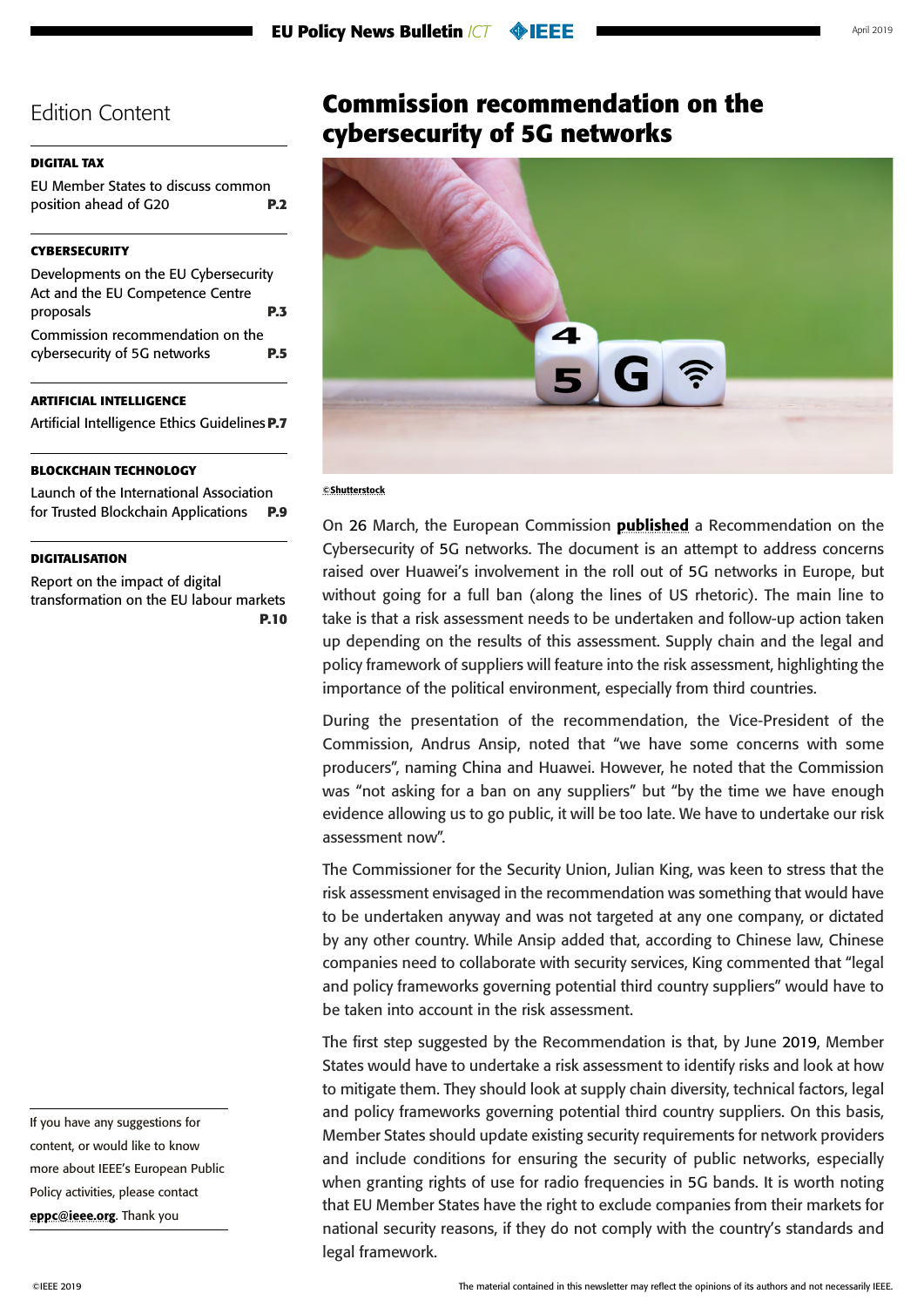## Edition Content

**DIGITAL TAX**

EU Member States to discuss common position ahead of G20 **P.2**

**CYBERSECURITY**

Developments on the EU Cybersecurity Act and the EU Competence Centre proposals **P.3**

Commission recommendation on the cybersecurity of 5G networks **P.5**

**ARTIFICIAL INTELLIGENCE**

Artificial Intelligence Ethics Guidelines **P.7**

**BLOCKCHAIN TECHNOLOGY**

Launch of the International Association for Trusted Blockchain Applications **P.9**

**DIGITALISATION**

Report on the impact of digital transformation on the EU labour markets **P.10**

If you have any suggestions for content, or would like to know more about IEEE's European Public Policy activities, please contact **eppc@ieee.org**. Thank you

# Commission recommendation on the cybersecurity of 5G networks

©Shutterstock

On 26 March, the European Commission **published** a Recommendation on the Cybersecurity of 5G networks. The document is an attempt to address concerns raised over Huawei's involvement in the roll out of 5G networks in Europe, but without going for a full ban (along the lines of US rhetoric). The main line to take is that a risk assessment needs to be undertaken and follow-up action taken up depending on the results of this assessment. Supply chain and the legal and policy framework of suppliers will feature into the risk assessment, highlighting the importance of the political environment, especially from third countries.

During the presentation of the recommendation, the Vice-President of the Commission, Andrus Ansip, noted that "we have some concerns with some producers", naming China and Huawei. However, he noted that the Commission was "not asking for a ban on any suppliers" but "by the time we have enough evidence allowing us to go public, it will be too late. We have to undertake our risk assessment now".

The Commissioner for the Security Union, Julian King, was keen to stress that the risk assessment envisaged in the recommendation was something that would have to be undertaken anyway and was not targeted at any one company, or dictated by any other country. While Ansip added that, according to Chinese law, Chinese companies need to collaborate with security services, King commented that "legal and policy frameworks governing potential third country suppliers" would have to be taken into account in the risk assessment.

The first step suggested by the Recommendation is that, by June 2019, Member States would have to undertake a risk assessment to identify risks and look at how to mitigate them. They should look at supply chain diversity, technical factors, legal and policy frameworks governing potential third country suppliers. On this basis, Member States should update existing security requirements for network providers and include conditions for ensuring the security of public networks, especially when granting rights of use for radio frequencies in 5G bands. It is worth noting that EU Member States have the right to exclude companies from their markets for national security reasons, if they do not comply with the country's standards and legal framework.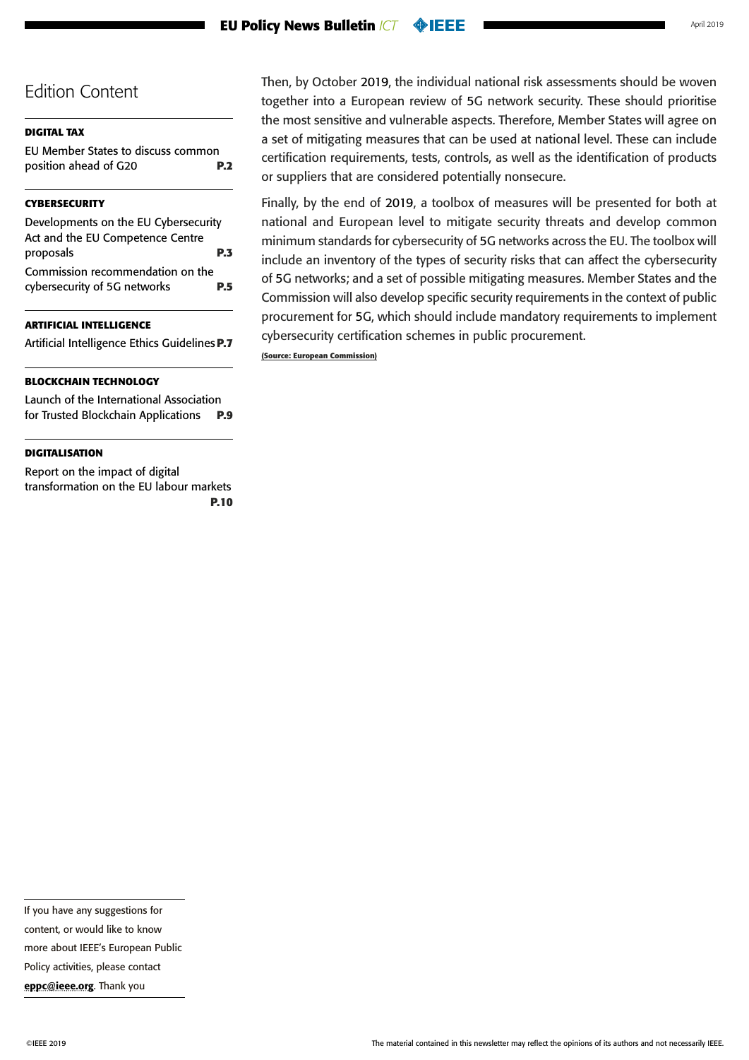# Edition Content

**DIGITAL TAX**

EU Member States to discuss common position ahead of G20 **P.2**

**CYBERSECURITY**

Developments on the EU Cybersecurity Act and the EU Competence Centre proposals **P.3**

Commission recommendation on the cybersecurity of 5G networks **P.5**

**ARTIFICIAL INTELLIGENCE**

Artificial Intelligence Ethics Guidelines **P.7**

**BLOCKCHAIN TECHNOLOGY**

Launch of the International Association for Trusted Blockchain Applications **P.9**

**DIGITALISATION**

Report on the impact of digital transformation on the EU labour markets **P.10**

If you have any suggestions for content, or would like to know more about IEEE's European Public Policy activities, please contact **eppc@ieee.org**. Thank you

Then, by October 2019, the individual national risk assessments should be woven together into a European review of 5G network security. These should prioritise the most sensitive and vulnerable aspects. Therefore, Member States will agree on a set of mitigating measures that can be used at national level. These can include certification requirements, tests, controls, as well as the identification of products or suppliers that are considered potentially nonsecure.

Finally, by the end of 2019, a toolbox of measures will be presented for both at national and European level to mitigate security threats and develop common minimum standards for cybersecurity of 5G networks across the EU. The toolbox will include an inventory of the types of security risks that can affect the cybersecurity of 5G networks; and a set of possible mitigating measures. Member States and the Commission will also develop specific security requirements in the context of public procurement for 5G, which should include mandatory requirements to implement cybersecurity certification schemes in public procurement.

**(Source: European Commission)**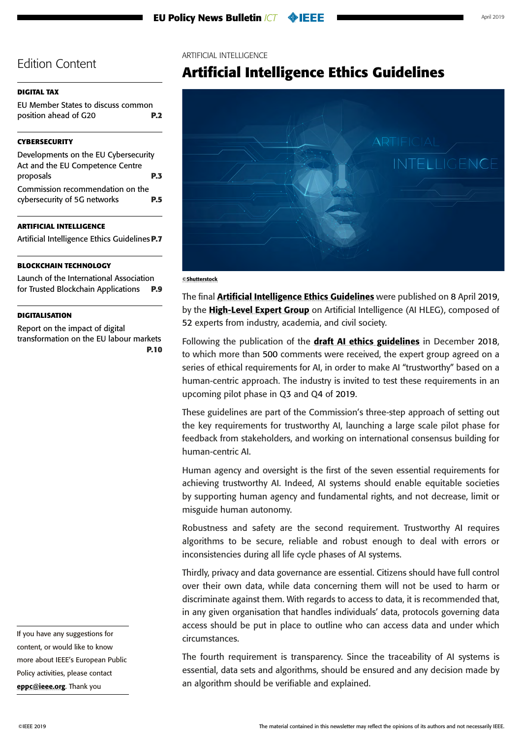## Edition Content

**DIGITAL TAX**

EU Member States to discuss common position ahead of G20 **P.2**

**CYBERSECURITY**

Developments on the EU Cybersecurity Act and the EU Competence Centre proposals **P.3**

Commission recommendation on the cybersecurity of 5G networks **P.5**

**ARTIFICIAL INTELLIGENCE**

Artificial Intelligence Ethics Guidelines **P.7**

**BLOCKCHAIN TECHNOLOGY**

Launch of the International Association for Trusted Blockchain Applications **P.9**

**DIGITALISATION**

Report on the impact of digital transformation on the EU labour markets **P.10**

If you have any suggestions for content, or would like to know more about IEEE's European Public Policy activities, please contact **eppc@ieee.org**. Thank you

ARTIFICIAL INTELLIGENCE

# Artificial Intelligence Ethics Guidelines

**©Shutterstock**

The final **Artificial Intelligence Ethics Guidelines** were published on 8 April 2019, by the **High-Level Expert Group** on Artificial Intelligence (AI HLEG), composed of 52 experts from industry, academia, and civil society.

Following the publication of the **draft AI ethics guidelines** in December 2018, to which more than 500 comments were received, the expert group agreed on a series of ethical requirements for AI, in order to make AI "trustworthy" based on a human-centric approach. The industry is invited to test these requirements in an upcoming pilot phase in Q3 and Q4 of 2019.

These guidelines are part of the Commission's three-step approach of setting out the key requirements for trustworthy AI, launching a large scale pilot phase for feedback from stakeholders, and working on international consensus building for human-centric AI.

Human agency and oversight is the first of the seven essential requirements for achieving trustworthy AI. Indeed, AI systems should enable equitable societies by supporting human agency and fundamental rights, and not decrease, limit or misguide human autonomy.

Robustness and safety are the second requirement. Trustworthy AI requires algorithms to be secure, reliable and robust enough to deal with errors or inconsistencies during all life cycle phases of AI systems.

Thirdly, privacy and data governance are essential. Citizens should have full control over their own data, while data concerning them will not be used to harm or discriminate against them. With regards to access to data, it is recommended that, in any given organisation that handles individuals' data, protocols governing data access should be put in place to outline who can access data and under which circumstances.

The fourth requirement is transparency. Since the traceability of AI systems is essential, data sets and algorithms, should be ensured and any decision made by an algorithm should be verifiable and explained.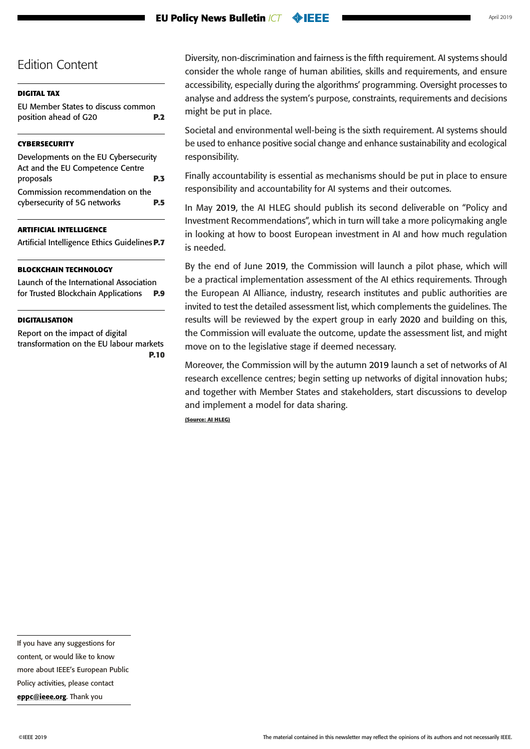# Edition Content

**DIGITAL TAX**

EU Member States to discuss common position ahead of G20 **P.2**

**CYBERSECURITY**

Developments on the EU Cybersecurity Act and the EU Competence Centre proposals **P.3**

Commission recommendation on the cybersecurity of 5G networks **P.5**

**ARTIFICIAL INTELLIGENCE**

Artificial Intelligence Ethics Guidelines **P.7**

**BLOCKCHAIN TECHNOLOGY**

Launch of the International Association for Trusted Blockchain Applications **P.9**

**DIGITALISATION**

Report on the impact of digital transformation on the EU labour markets **P.10**

If you have any suggestions for content, or would like to know more about IEEE's European Public Policy activities, please contact **eppc@ieee.org**. Thank you

Diversity, non-discrimination and fairness is the fifth requirement. AI systems should consider the whole range of human abilities, skills and requirements, and ensure accessibility, especially during the algorithms' programming. Oversight processes to analyse and address the system's purpose, constraints, requirements and decisions might be put in place.

Societal and environmental well-being is the sixth requirement. AI systems should be used to enhance positive social change and enhance sustainability and ecological responsibility.

Finally accountability is essential as mechanisms should be put in place to ensure responsibility and accountability for AI systems and their outcomes.

In May 2019, the AI HLEG should publish its second deliverable on "Policy and Investment Recommendations", which in turn will take a more policymaking angle in looking at how to boost European investment in AI and how much regulation is needed.

By the end of June 2019, the Commission will launch a pilot phase, which will be a practical implementation assessment of the AI ethics requirements. Through the European AI Alliance, industry, research institutes and public authorities are invited to test the detailed assessment list, which complements the guidelines. The results will be reviewed by the expert group in early 2020 and building on this, the Commission will evaluate the outcome, update the assessment list, and might move on to the legislative stage if deemed necessary.

Moreover, the Commission will by the autumn 2019 launch a set of networks of AI research excellence centres; begin setting up networks of digital innovation hubs; and together with Member States and stakeholders, start discussions to develop and implement a model for data sharing.

**(Source: AI HLEG)**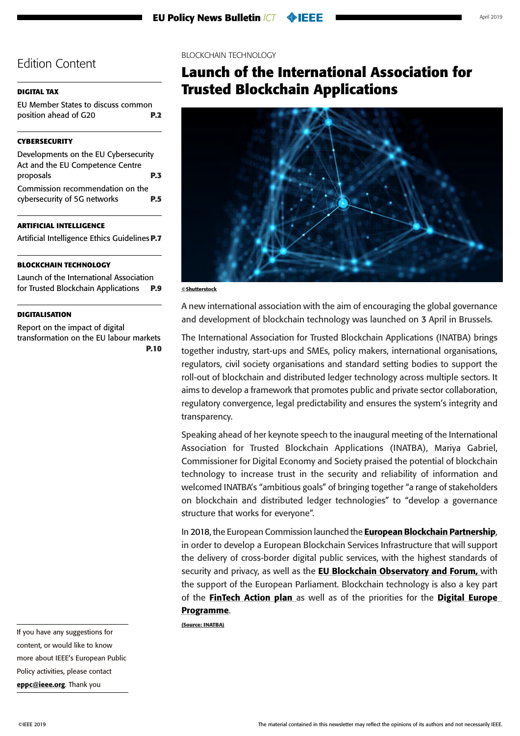## Edition Content

**DIGITAL TAX**

EU Member States to discuss common position ahead of G20 **P.2**

**CYBERSECURITY**

Developments on the EU Cybersecurity Act and the EU Competence Centre proposals **P.3**

Commission recommendation on the cybersecurity of 5G networks **P.5**

**ARTIFICIAL INTELLIGENCE**

Artificial Intelligence Ethics Guidelines **P.7**

**BLOCKCHAIN TECHNOLOGY**

Launch of the International Association for Trusted Blockchain Applications **P.9**

**DIGITALISATION**

Report on the impact of digital transformation on the EU labour markets **P.10**

If you have any suggestions for content, or would like to know more about IEEE's European Public Policy activities, please contact **eppc@ieee.org**. Thank you

BLOCKCHAIN TECHNOLOGY

# Launch of the International Association for Trusted Blockchain Applications

©Shutterstock

A new international association with the aim of encouraging the global governance and development of blockchain technology was launched on 3 April in Brussels.

The International Association for Trusted Blockchain Applications (INATBA) brings together industry, start-ups and SMEs, policy makers, international organisations, regulators, civil society organisations and standard setting bodies to support the roll-out of blockchain and distributed ledger technology across multiple sectors. It aims to develop a framework that promotes public and private sector collaboration, regulatory convergence, legal predictability and ensures the system's integrity and transparency.

Speaking ahead of her keynote speech to the inaugural meeting of the International Association for Trusted Blockchain Applications (INATBA), Mariya Gabriel, Commissioner for Digital Economy and Society praised the potential of blockchain technology to increase trust in the security and reliability of information and welcomed INATBA's "ambitious goals" of bringing together "a range of stakeholders on blockchain and distributed ledger technologies" to "develop a governance structure that works for everyone".

In 2018, the European Commission launched the **European Blockchain Partnership**, in order to develop a European Blockchain Services Infrastructure that will support the delivery of cross-border digital public services, with the highest standards of security and privacy, as well as the **EU Blockchain Observatory and Forum,** with the support of the European Parliament. Blockchain technology is also a key part of the **FinTech Action plan** as well as of the priorities for the **Digital Europe Programme**.

(Source: INATBA)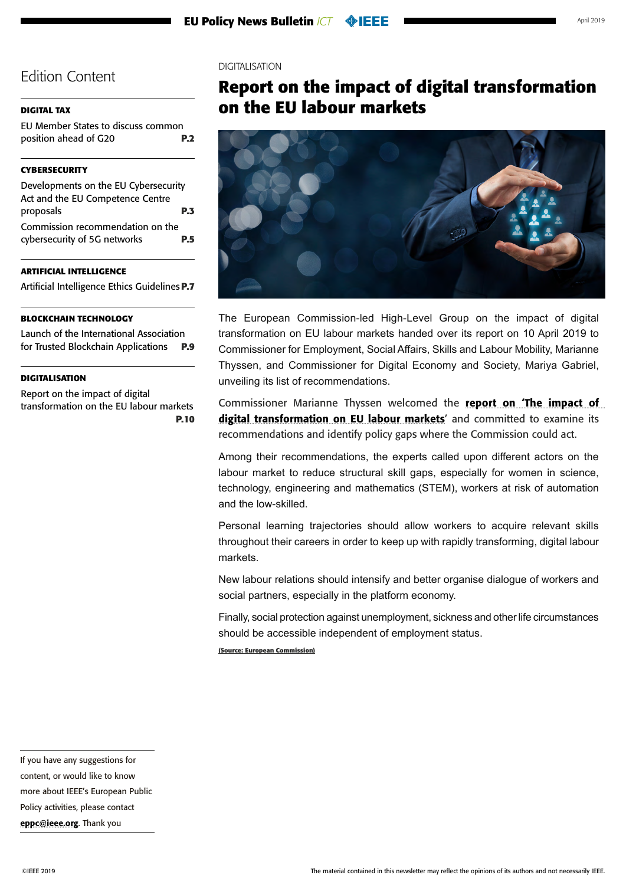# Edition Content

**DIGITAL TAX**

EU Member States to discuss common position ahead of G20 **P.2**

**CYBERSECURITY**

Developments on the EU Cybersecurity Act and the EU Competence Centre proposals **P.3**

Commission recommendation on the cybersecurity of 5G networks **P.5**

**ARTIFICIAL INTELLIGENCE**

Artificial Intelligence Ethics Guidelines **P.7**

**BLOCKCHAIN TECHNOLOGY**

Launch of the International Association for Trusted Blockchain Applications **P.9**

**DIGITALISATION**

Report on the impact of digital transformation on the EU labour markets **P.10**

If you have any suggestions for content, or would like to know more about IEEE's European Public Policy activities, please contact **eppc@ieee.org**. Thank you

DIGITALISATION

## Report on the impact of digital transformation on the EU labour markets

The European Commission-led High-Level Group on the impact of digital transformation on EU labour markets handed over its report on 10 April 2019 to Commissioner for Employment, Social Affairs, Skills and Labour Mobility, Marianne Thyssen, and Commissioner for Digital Economy and Society, Mariya Gabriel, unveiling its list of recommendations.

Commissioner Marianne Thyssen welcomed the **report on 'The impact of digital transformation on EU labour markets'** and committed to examine its recommendations and identify policy gaps where the Commission could act.

Among their recommendations, the experts called upon different actors on the labour market to reduce structural skill gaps, especially for women in science, technology, engineering and mathematics (STEM), workers at risk of automation and the low-skilled.

Personal learning trajectories should allow workers to acquire relevant skills throughout their careers in order to keep up with rapidly transforming, digital labour markets.

New labour relations should intensify and better organise dialogue of workers and social partners, especially in the platform economy.

Finally, social protection against unemployment, sickness and other life circumstances should be accessible independent of employment status.

**(Source: European Commission)**